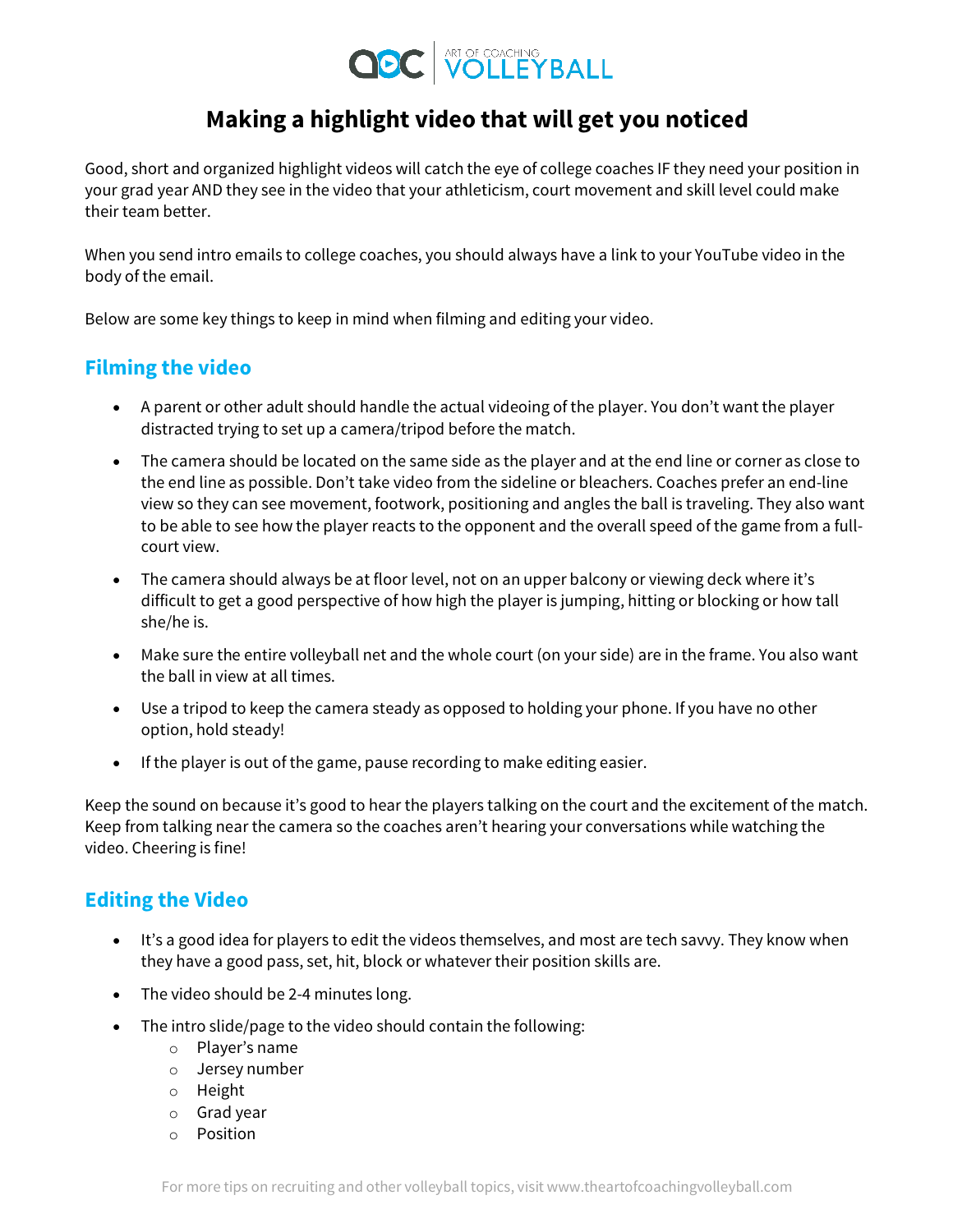# Making a highlight video that will get you noticed

Good, short and organized highlight videos will catch the eye of college coaches IF they need your position in your grad year AND they see in the video that your athleticism, court movement and skill level could make their team better.

When you send intro emails to college coaches, you should always have a link to your YouTube video in the body of the email.

Below are some key things to keep in mind when filming and editing your video.

## Filming the video

- A parent or other adult should handle the actual videoing of the player. You don't want the player distracted trying to set up a camera/tripod before the match.
- The camera should be located on the same side as the player and at the end line or corner as close to the end line as possible. Don't take video from the sideline or bleachers. Coaches prefer an end-line view so they can see movement, footwork, positioning and angles the ball is traveling. They also want to be able to see how the player reacts to the opponent and the overall speed of the game from a full-court view.
- The camera should always be at floor level, not on an upper balcony or viewing deck where it's difficult to get a good perspective of how high the player is jumping, hitting or blocking or how tall she/he is.
- Make sure the entire volleyball net and the whole court (on your side) are in the frame. You also want the ball in view at all times.
- Use a tripod to keep the camera steady as opposed to holding your phone. If you have no other option, hold steady!
- If the player is out of the game, pause recording to make editing easier.

Keep the sound on because it's good to hear the players talking on the court and the excitement of the match. Keep from talking near the camera so the coaches aren't hearing your conversations while watching the video. Cheering is fine!

## Editing the Video

- It's a good idea for players to edit the videos themselves, and most are tech savvy. They know when they have a good pass, set, hit, block or whatever their position skills are.
- The video should be 2-4 minutes long.
- The intro slide/page to the video should contain the following:
  - Player's name
  - Jersey number
  - Height
  - Grad year
  - Position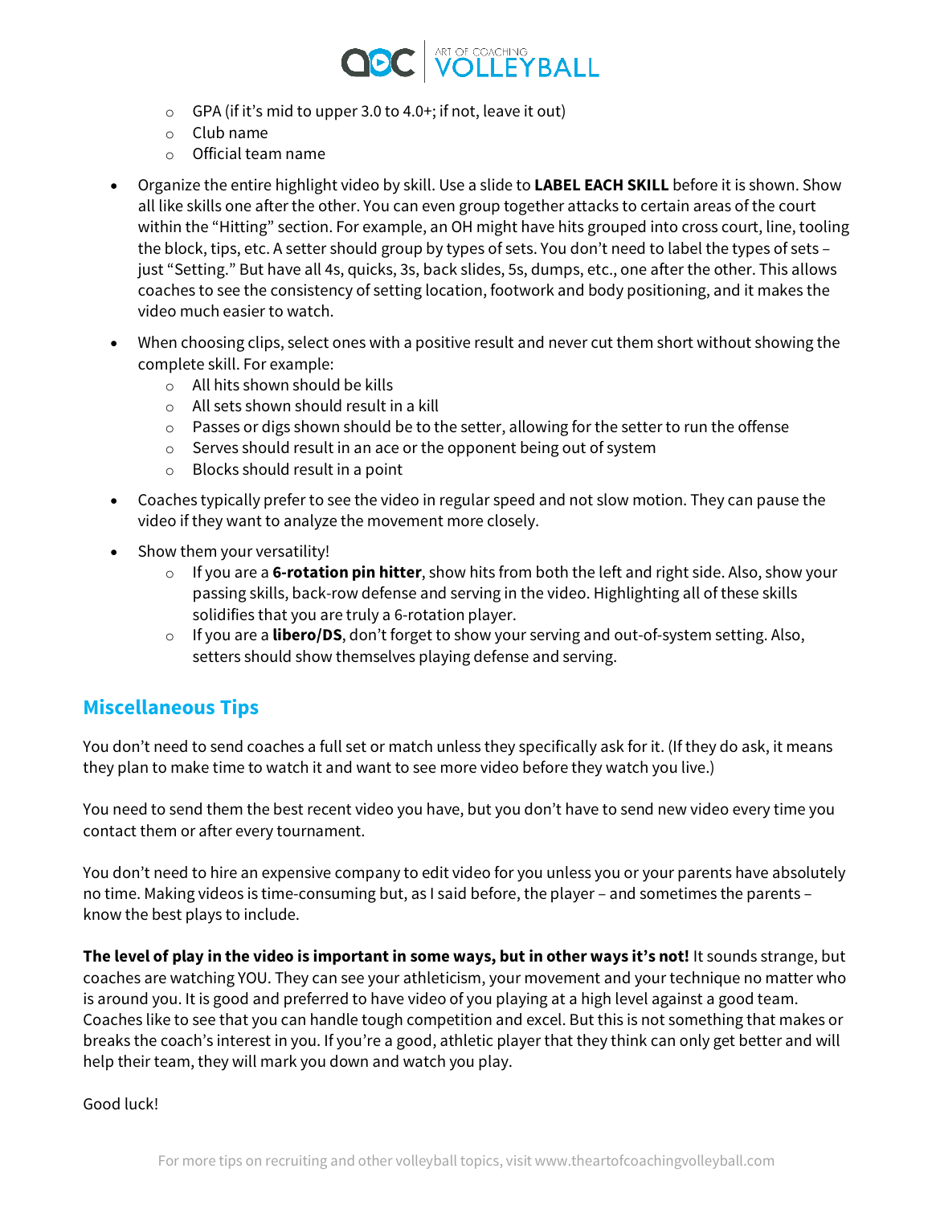- GPA (if it's mid to upper 3.0 to 4.0+; if not, leave it out)
  - Club name
  - Official team name

- Organize the entire highlight video by skill. Use a slide to **LABEL EACH SKILL** before it is shown. Show all like skills one after the other. You can even group together attacks to certain areas of the court within the "Hitting" section. For example, an OH might have hits grouped into cross court, line, tooling the block, tips, etc. A setter should group by types of sets. You don't need to label the types of sets – just "Setting." But have all 4s, quicks, 3s, back slides, 5s, dumps, etc., one after the other. This allows coaches to see the consistency of setting location, footwork and body positioning, and it makes the video much easier to watch.

- When choosing clips, select ones with a positive result and never cut them short without showing the complete skill. For example:
  - All hits shown should be kills
  - All sets shown should result in a kill
  - Passes or digs shown should be to the setter, allowing for the setter to run the offense
  - Serves should result in an ace or the opponent being out of system
  - Blocks should result in a point

- Coaches typically prefer to see the video in regular speed and not slow motion. They can pause the video if they want to analyze the movement more closely.

- Show them your versatility!
  - If you are a **6-rotation pin hitter**, show hits from both the left and right side. Also, show your passing skills, back-row defense and serving in the video. Highlighting all of these skills solidifies that you are truly a 6-rotation player.
  - If you are a **libero/DS**, don't forget to show your serving and out-of-system setting. Also, setters should show themselves playing defense and serving.

## Miscellaneous Tips

You don't need to send coaches a full set or match unless they specifically ask for it. (If they do ask, it means they plan to make time to watch it and want to see more video before they watch you live.)

You need to send them the best recent video you have, but you don't have to send new video every time you contact them or after every tournament.

You don't need to hire an expensive company to edit video for you unless you or your parents have absolutely no time. Making videos is time-consuming but, as I said before, the player – and sometimes the parents – know the best plays to include.

**The level of play in the video is important in some ways, but in other ways it's not!** It sounds strange, but coaches are watching YOU. They can see your athleticism, your movement and your technique no matter who is around you. It is good and preferred to have video of you playing at a high level against a good team. Coaches like to see that you can handle tough competition and excel. But this is not something that makes or breaks the coach's interest in you. If you're a good, athletic player that they think can only get better and will help their team, they will mark you down and watch you play.

Good luck!

For more tips on recruiting and other volleyball topics, visit www.theartofcoachingvolleyball.com